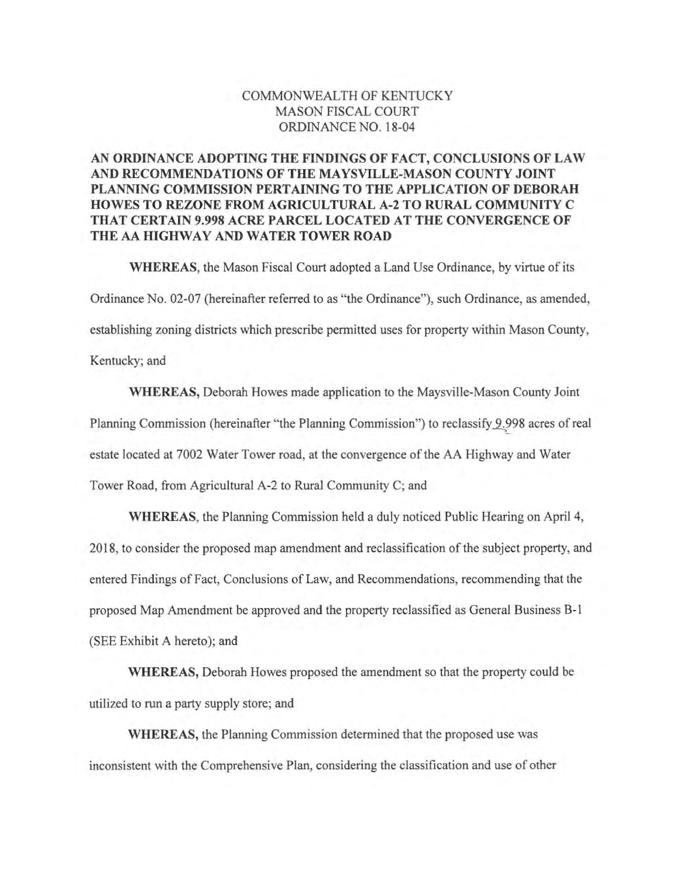COMMONWEALTH OF KENTUCKY
MASON FISCAL COURT
ORDINANCE NO. 18-04

**AN ORDINANCE ADOPTING THE FINDINGS OF FACT, CONCLUSIONS OF LAW AND RECOMMENDATIONS OF THE MAYSVILLE-MASON COUNTY JOINT PLANNING COMMISSION PERTAINING TO THE APPLICATION OF DEBORAH HOWES TO REZONE FROM AGRICULTURAL A-2 TO RURAL COMMUNITY C THAT CERTAIN 9.998 ACRE PARCEL LOCATED AT THE CONVERGENCE OF THE AA HIGHWAY AND WATER TOWER ROAD**

**WHEREAS,** the Mason Fiscal Court adopted a Land Use Ordinance, by virtue of its Ordinance No. 02-07 (hereinafter referred to as "the Ordinance"), such Ordinance, as amended, establishing zoning districts which prescribe permitted uses for property within Mason County, Kentucky; and

**WHEREAS,** Deborah Howes made application to the Maysville-Mason County Joint Planning Commission (hereinafter "the Planning Commission") to reclassify 9.998 acres of real estate located at 7002 Water Tower road, at the convergence of the AA Highway and Water Tower Road, from Agricultural A-2 to Rural Community C; and

**WHEREAS,** the Planning Commission held a duly noticed Public Hearing on April 4, 2018, to consider the proposed map amendment and reclassification of the subject property, and entered Findings of Fact, Conclusions of Law, and Recommendations, recommending that the proposed Map Amendment be approved and the property reclassified as General Business B-1 (SEE Exhibit A hereto); and

**WHEREAS,** Deborah Howes proposed the amendment so that the property could be utilized to run a party supply store; and

**WHEREAS,** the Planning Commission determined that the proposed use was inconsistent with the Comprehensive Plan, considering the classification and use of other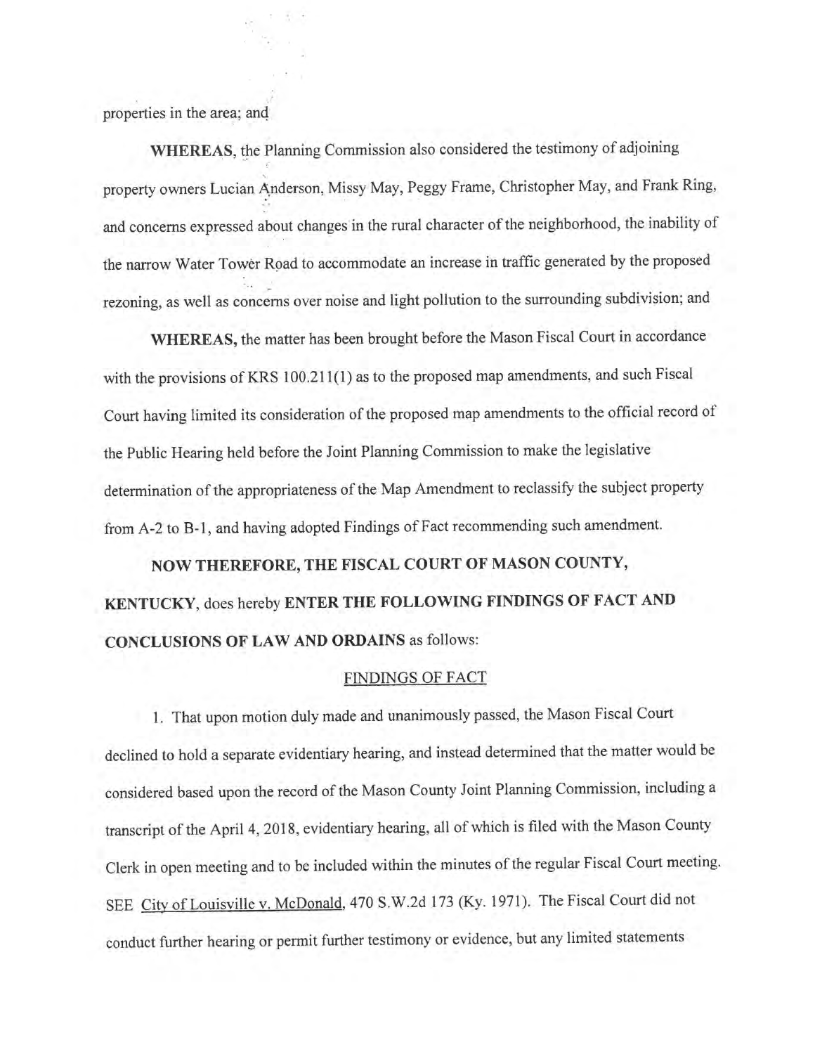properties in the area; and

**WHEREAS**, the Planning Commission also considered the testimony of adjoining property owners Lucian Anderson, Missy May, Peggy Frame, Christopher May, and Frank Ring, and concerns expressed about changes in the rural character of the neighborhood, the inability of the narrow Water Tower Road to accommodate an increase in traffic generated by the proposed rezoning, as well as concerns over noise and light pollution to the surrounding subdivision; and

**WHEREAS,** the matter has been brought before the Mason Fiscal Court in accordance with the provisions of KRS 100.211(1) as to the proposed map amendments, and such Fiscal Court having limited its consideration of the proposed map amendments to the official record of the Public Hearing held before the Joint Planning Commission to make the legislative determination of the appropriateness of the Map Amendment to reclassify the subject property from A-2 to B-1, and having adopted Findings of Fact recommending such amendment.

**NOW THEREFORE, THE FISCAL COURT OF MASON COUNTY, KENTUCKY**, does hereby **ENTER THE FOLLOWING FINDINGS OF FACT AND CONCLUSIONS OF LAW AND ORDAINS** as follows:

FINDINGS OF FACT

1. That upon motion duly made and unanimously passed, the Mason Fiscal Court declined to hold a separate evidentiary hearing, and instead determined that the matter would be considered based upon the record of the Mason County Joint Planning Commission, including a transcript of the April 4, 2018, evidentiary hearing, all of which is filed with the Mason County Clerk in open meeting and to be included within the minutes of the regular Fiscal Court meeting. SEE City of Louisville v. McDonald, 470 S.W.2d 173 (Ky. 1971). The Fiscal Court did not conduct further hearing or permit further testimony or evidence, but any limited statements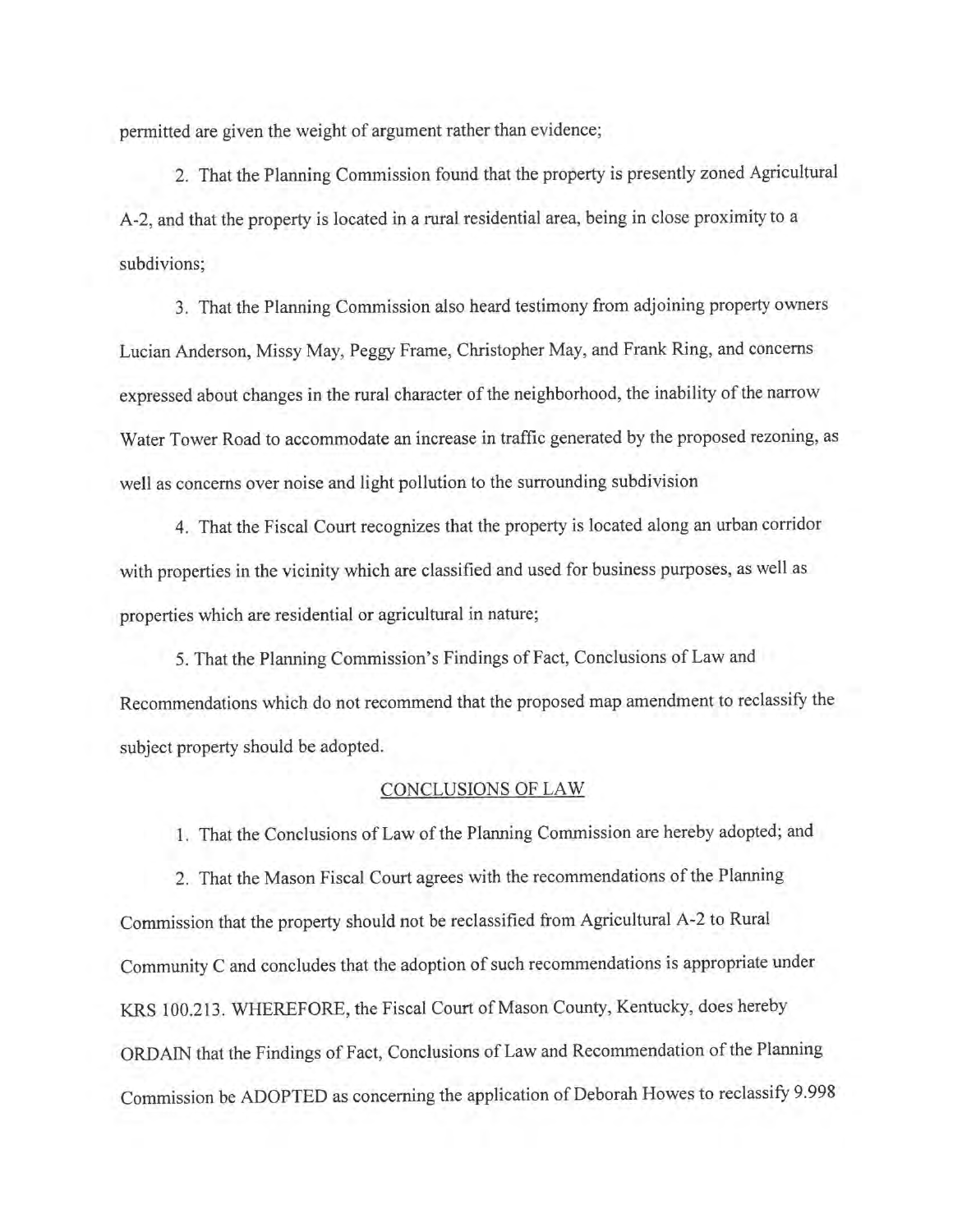permitted are given the weight of argument rather than evidence;

2. That the Planning Commission found that the property is presently zoned Agricultural A-2, and that the property is located in a rural residential area, being in close proximity to a subdivions;

3. That the Planning Commission also heard testimony from adjoining property owners Lucian Anderson, Missy May, Peggy Frame, Christopher May, and Frank Ring, and concerns expressed about changes in the rural character of the neighborhood, the inability of the narrow Water Tower Road to accommodate an increase in traffic generated by the proposed rezoning, as well as concerns over noise and light pollution to the surrounding subdivision

4. That the Fiscal Court recognizes that the property is located along an urban corridor with properties in the vicinity which are classified and used for business purposes, as well as properties which are residential or agricultural in nature;

5. That the Planning Commission's Findings of Fact, Conclusions of Law and Recommendations which do not recommend that the proposed map amendment to reclassify the subject property should be adopted.

## CONCLUSIONS OF LAW

1. That the Conclusions of Law of the Planning Commission are hereby adopted; and

2. That the Mason Fiscal Court agrees with the recommendations of the Planning Commission that the property should not be reclassified from Agricultural A-2 to Rural Community C and concludes that the adoption of such recommendations is appropriate under KRS 100.213. WHEREFORE, the Fiscal Court of Mason County, Kentucky, does hereby ORDAIN that the Findings of Fact, Conclusions of Law and Recommendation of the Planning Commission be ADOPTED as concerning the application of Deborah Howes to reclassify 9.998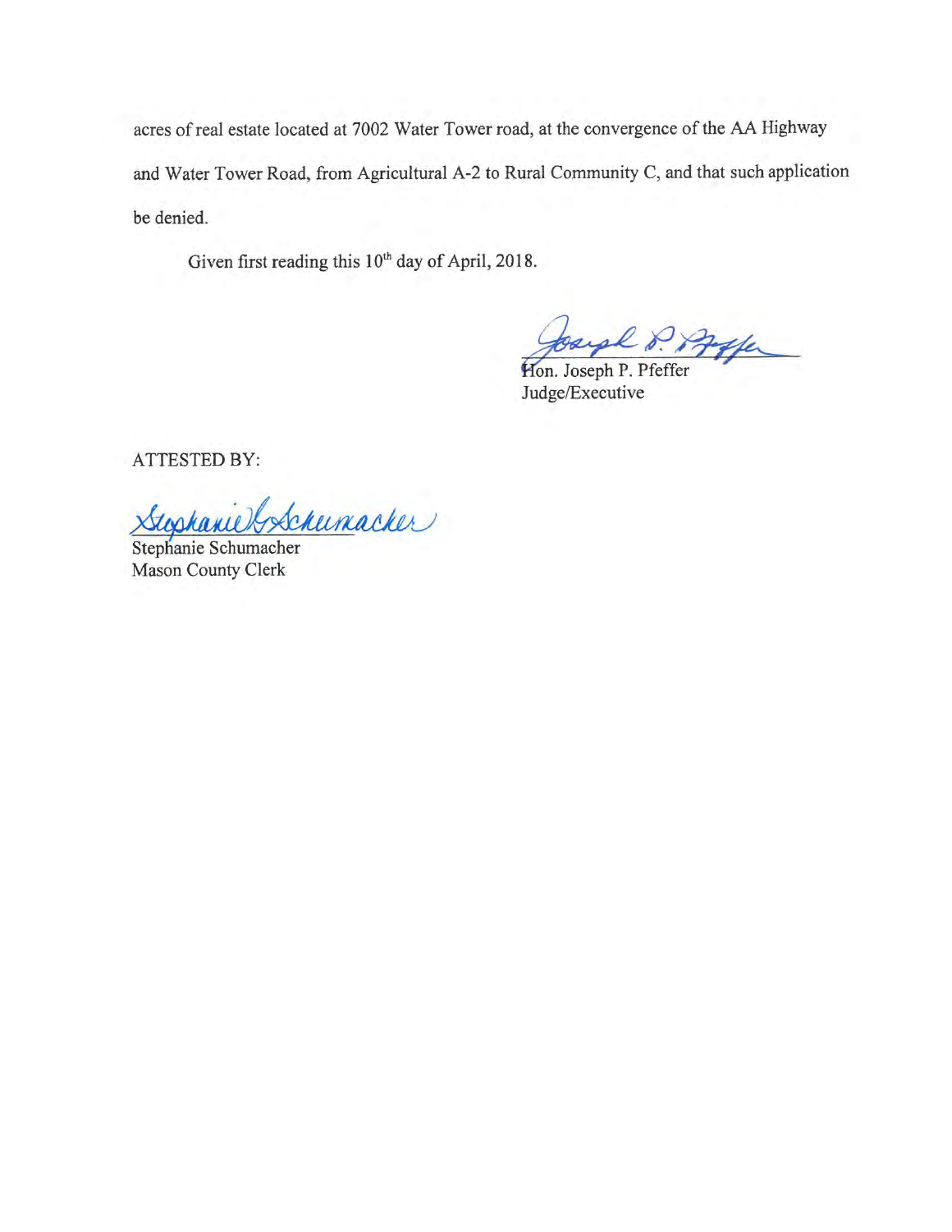acres of real estate located at 7002 Water Tower road, at the convergence of the AA Highway and Water Tower Road, from Agricultural A-2 to Rural Community C, and that such application be denied.

Given first reading this 10th day of April, 2018.

Hon. Joseph P. Pfeffer
Judge/Executive

ATTESTED BY:

Stephanie Schumacher
Mason County Clerk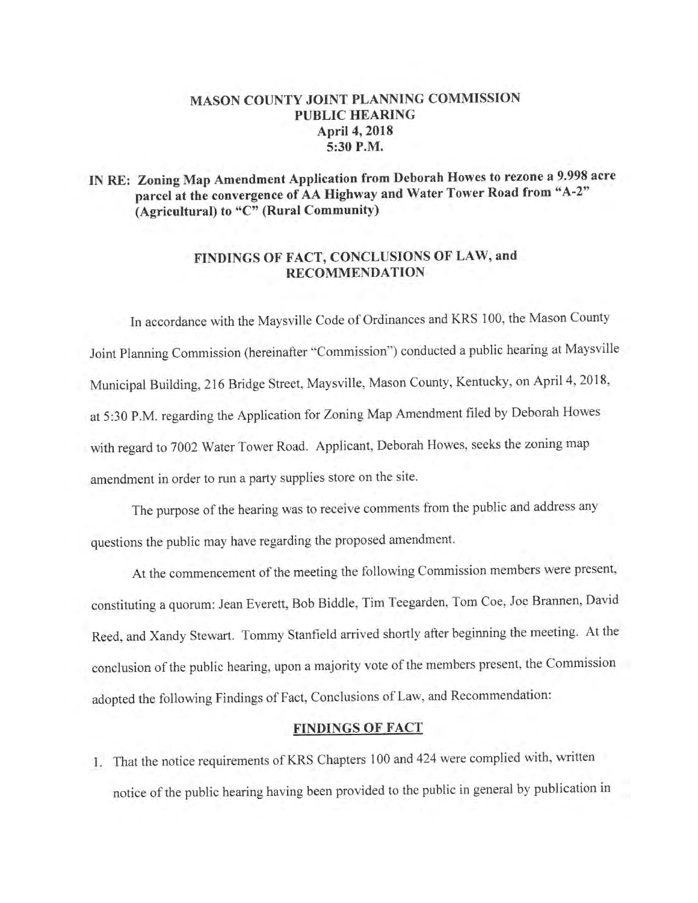**MASON COUNTY JOINT PLANNING COMMISSION**
**PUBLIC HEARING**
**April 4, 2018**
**5:30 P.M.**

**IN RE: Zoning Map Amendment Application from Deborah Howes to rezone a 9.998 acre parcel at the convergence of AA Highway and Water Tower Road from "A-2" (Agricultural) to "C" (Rural Community)**

## FINDINGS OF FACT, CONCLUSIONS OF LAW, and RECOMMENDATION

In accordance with the Maysville Code of Ordinances and KRS 100, the Mason County Joint Planning Commission (hereinafter "Commission") conducted a public hearing at Maysville Municipal Building, 216 Bridge Street, Maysville, Mason County, Kentucky, on April 4, 2018, at 5:30 P.M. regarding the Application for Zoning Map Amendment filed by Deborah Howes with regard to 7002 Water Tower Road. Applicant, Deborah Howes, seeks the zoning map amendment in order to run a party supplies store on the site.

The purpose of the hearing was to receive comments from the public and address any questions the public may have regarding the proposed amendment.

At the commencement of the meeting the following Commission members were present, constituting a quorum: Jean Everett, Bob Biddle, Tim Teegarden, Tom Coe, Joe Brannen, David Reed, and Xandy Stewart. Tommy Stanfield arrived shortly after beginning the meeting. At the conclusion of the public hearing, upon a majority vote of the members present, the Commission adopted the following Findings of Fact, Conclusions of Law, and Recommendation:

### FINDINGS OF FACT

1. That the notice requirements of KRS Chapters 100 and 424 were complied with, written notice of the public hearing having been provided to the public in general by publication in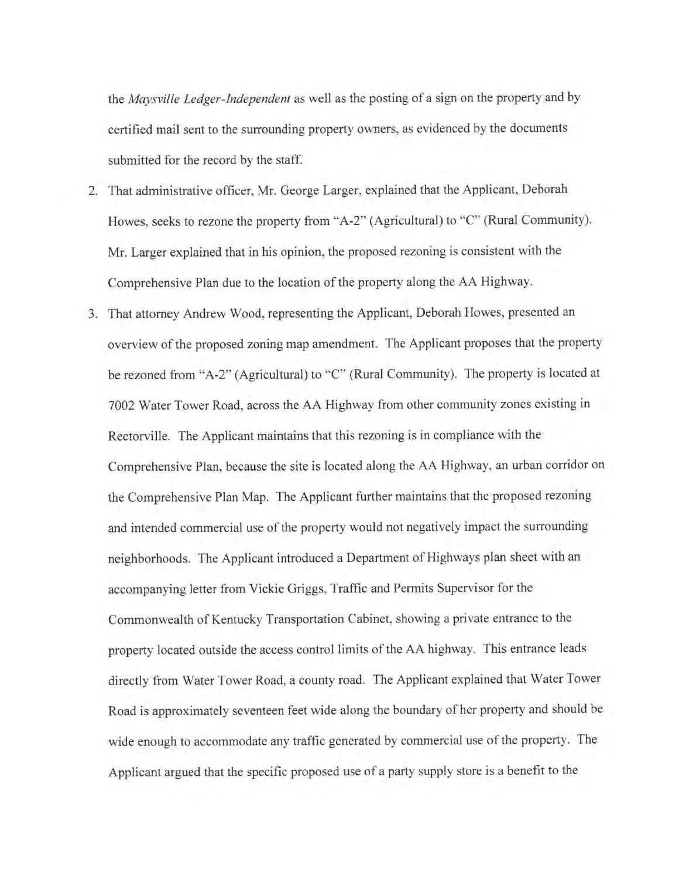the *Maysville Ledger-Independent* as well as the posting of a sign on the property and by certified mail sent to the surrounding property owners, as evidenced by the documents submitted for the record by the staff.

2. That administrative officer, Mr. George Larger, explained that the Applicant, Deborah Howes, seeks to rezone the property from "A-2" (Agricultural) to "C" (Rural Community). Mr. Larger explained that in his opinion, the proposed rezoning is consistent with the Comprehensive Plan due to the location of the property along the AA Highway.

3. That attorney Andrew Wood, representing the Applicant, Deborah Howes, presented an overview of the proposed zoning map amendment. The Applicant proposes that the property be rezoned from "A-2" (Agricultural) to "C" (Rural Community). The property is located at 7002 Water Tower Road, across the AA Highway from other community zones existing in Rectorville. The Applicant maintains that this rezoning is in compliance with the Comprehensive Plan, because the site is located along the AA Highway, an urban corridor on the Comprehensive Plan Map. The Applicant further maintains that the proposed rezoning and intended commercial use of the property would not negatively impact the surrounding neighborhoods. The Applicant introduced a Department of Highways plan sheet with an accompanying letter from Vickie Griggs, Traffic and Permits Supervisor for the Commonwealth of Kentucky Transportation Cabinet, showing a private entrance to the property located outside the access control limits of the AA highway. This entrance leads directly from Water Tower Road, a county road. The Applicant explained that Water Tower Road is approximately seventeen feet wide along the boundary of her property and should be wide enough to accommodate any traffic generated by commercial use of the property. The Applicant argued that the specific proposed use of a party supply store is a benefit to the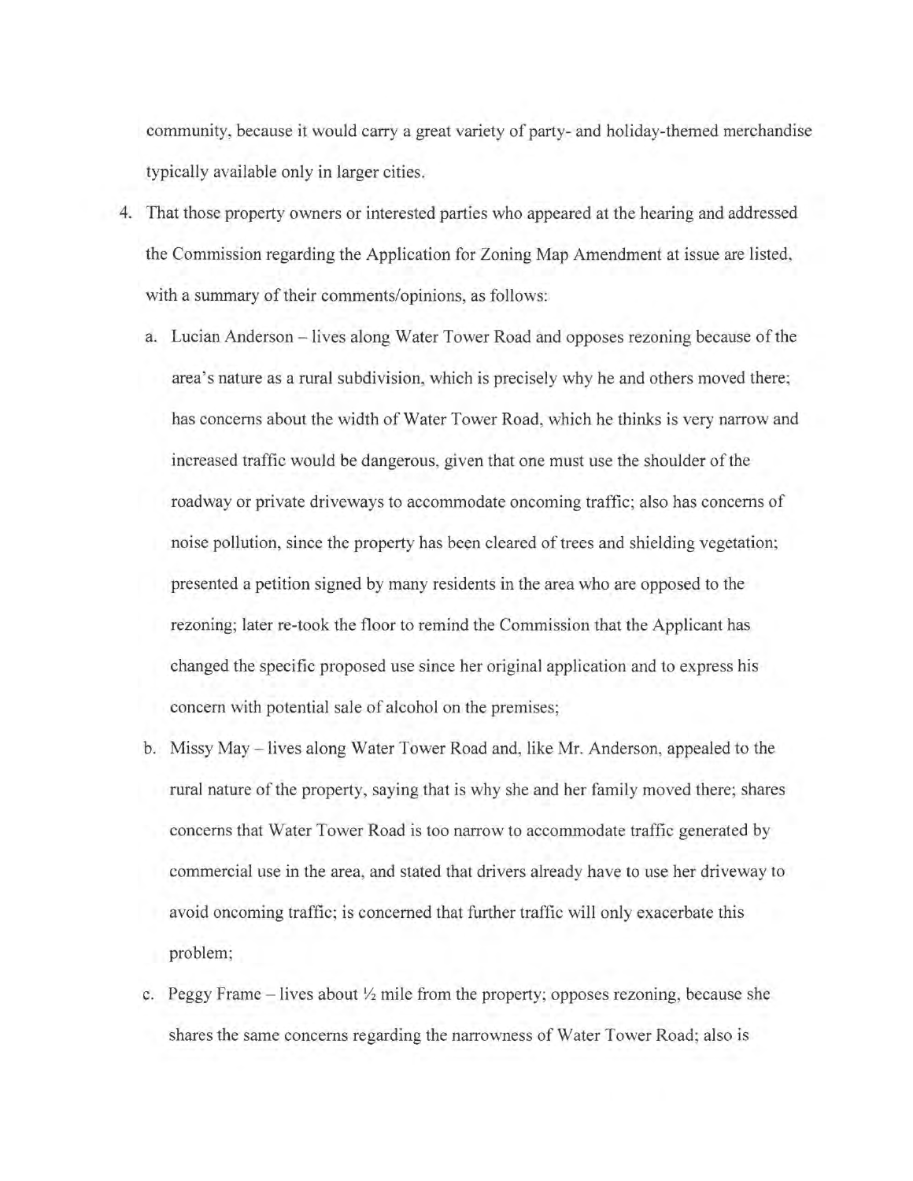community, because it would carry a great variety of party- and holiday-themed merchandise typically available only in larger cities.

4. That those property owners or interested parties who appeared at the hearing and addressed the Commission regarding the Application for Zoning Map Amendment at issue are listed, with a summary of their comments/opinions, as follows:

   a. Lucian Anderson – lives along Water Tower Road and opposes rezoning because of the area's nature as a rural subdivision, which is precisely why he and others moved there; has concerns about the width of Water Tower Road, which he thinks is very narrow and increased traffic would be dangerous, given that one must use the shoulder of the roadway or private driveways to accommodate oncoming traffic; also has concerns of noise pollution, since the property has been cleared of trees and shielding vegetation; presented a petition signed by many residents in the area who are opposed to the rezoning; later re-took the floor to remind the Commission that the Applicant has changed the specific proposed use since her original application and to express his concern with potential sale of alcohol on the premises;

   b. Missy May – lives along Water Tower Road and, like Mr. Anderson, appealed to the rural nature of the property, saying that is why she and her family moved there; shares concerns that Water Tower Road is too narrow to accommodate traffic generated by commercial use in the area, and stated that drivers already have to use her driveway to avoid oncoming traffic; is concerned that further traffic will only exacerbate this problem;

   c. Peggy Frame – lives about ½ mile from the property; opposes rezoning, because she shares the same concerns regarding the narrowness of Water Tower Road; also is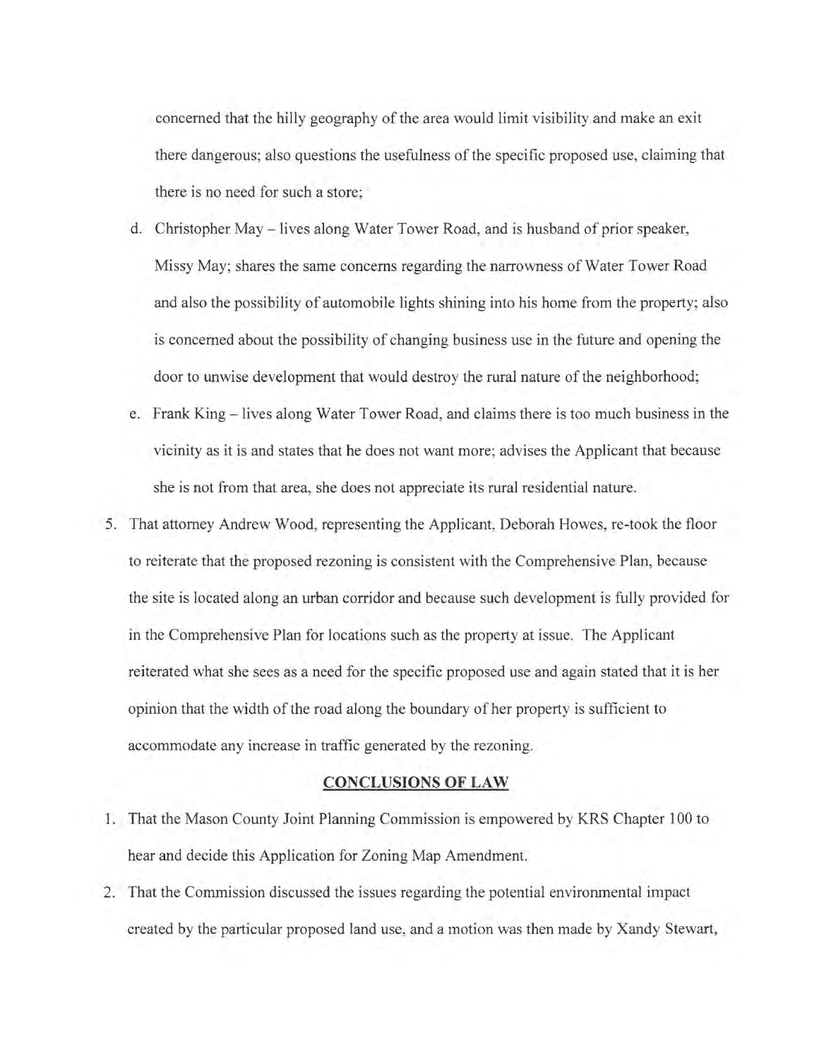concerned that the hilly geography of the area would limit visibility and make an exit there dangerous; also questions the usefulness of the specific proposed use, claiming that there is no need for such a store;

d. Christopher May – lives along Water Tower Road, and is husband of prior speaker, Missy May; shares the same concerns regarding the narrowness of Water Tower Road and also the possibility of automobile lights shining into his home from the property; also is concerned about the possibility of changing business use in the future and opening the door to unwise development that would destroy the rural nature of the neighborhood;

e. Frank King – lives along Water Tower Road, and claims there is too much business in the vicinity as it is and states that he does not want more; advises the Applicant that because she is not from that area, she does not appreciate its rural residential nature.

5. That attorney Andrew Wood, representing the Applicant, Deborah Howes, re-took the floor to reiterate that the proposed rezoning is consistent with the Comprehensive Plan, because the site is located along an urban corridor and because such development is fully provided for in the Comprehensive Plan for locations such as the property at issue. The Applicant reiterated what she sees as a need for the specific proposed use and again stated that it is her opinion that the width of the road along the boundary of her property is sufficient to accommodate any increase in traffic generated by the rezoning.

## CONCLUSIONS OF LAW

1. That the Mason County Joint Planning Commission is empowered by KRS Chapter 100 to hear and decide this Application for Zoning Map Amendment.
2. That the Commission discussed the issues regarding the potential environmental impact created by the particular proposed land use, and a motion was then made by Xandy Stewart,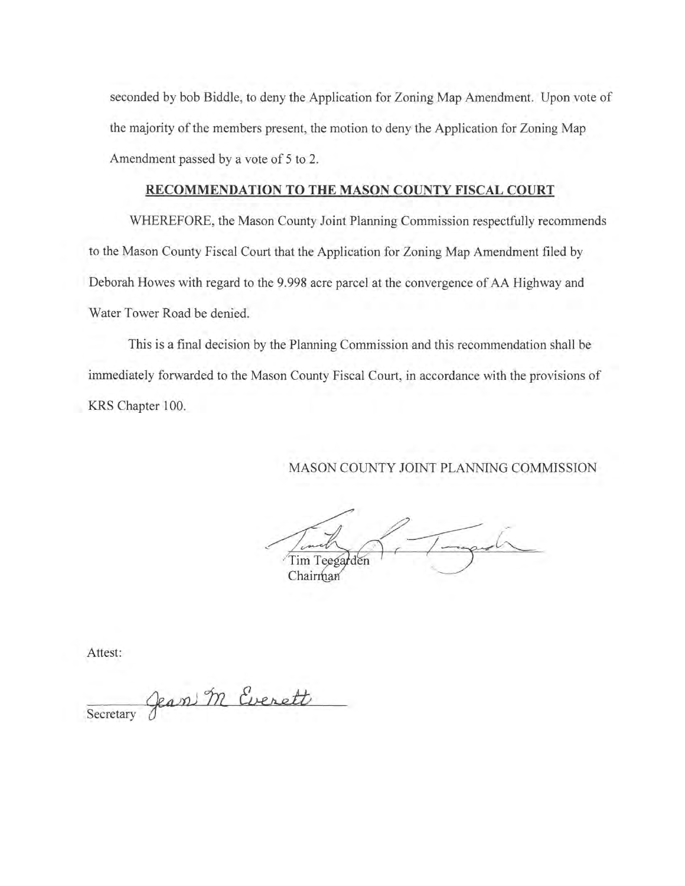seconded by bob Biddle, to deny the Application for Zoning Map Amendment. Upon vote of the majority of the members present, the motion to deny the Application for Zoning Map Amendment passed by a vote of 5 to 2.

## RECOMMENDATION TO THE MASON COUNTY FISCAL COURT

WHEREFORE, the Mason County Joint Planning Commission respectfully recommends to the Mason County Fiscal Court that the Application for Zoning Map Amendment filed by Deborah Howes with regard to the 9.998 acre parcel at the convergence of AA Highway and Water Tower Road be denied.

This is a final decision by the Planning Commission and this recommendation shall be immediately forwarded to the Mason County Fiscal Court, in accordance with the provisions of KRS Chapter 100.

MASON COUNTY JOINT PLANNING COMMISSION

Tim Teegarden
Chairman

Attest:

Jean M Everett
Secretary